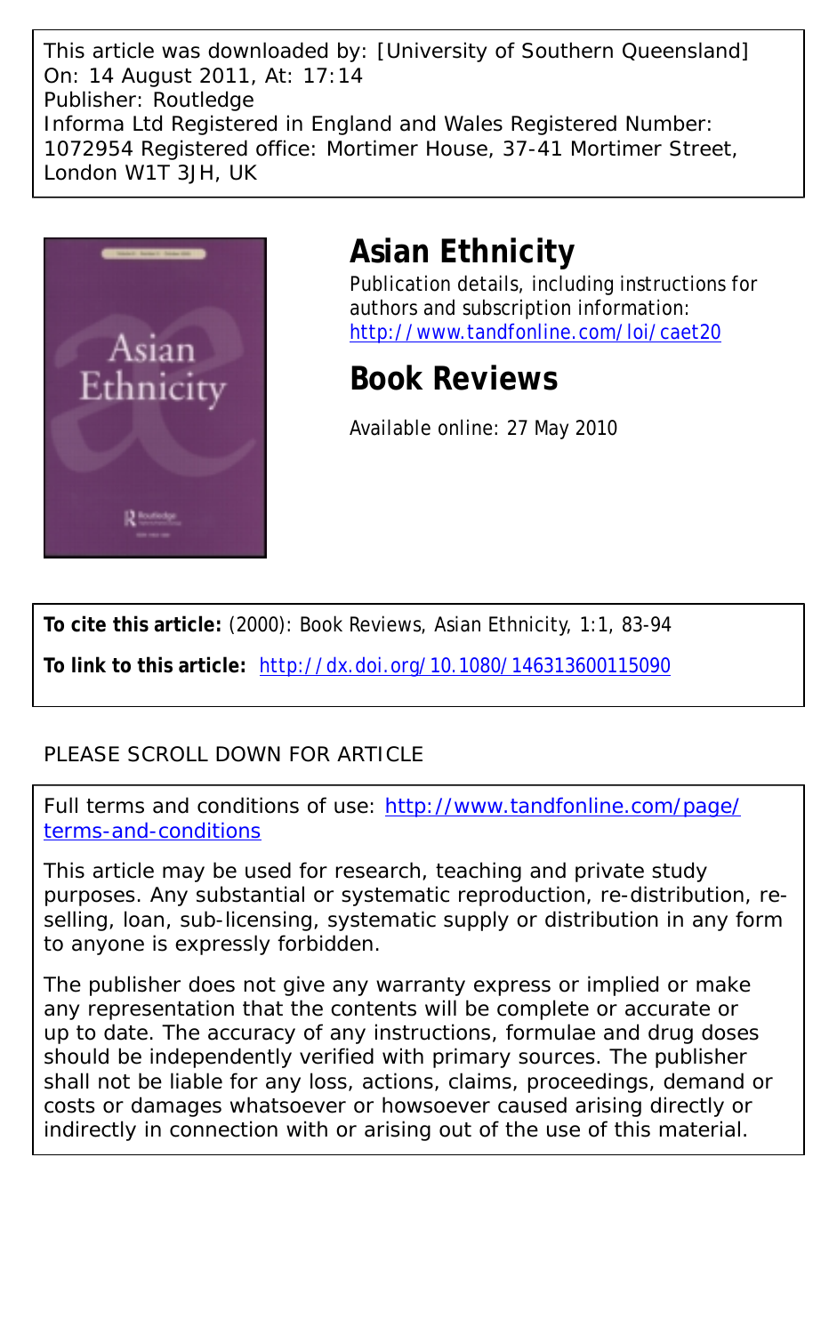This article was downloaded by: [University of Southern Queensland]
On: 14 August 2011, At: 17:14
Publisher: Routledge
Informa Ltd Registered in England and Wales Registered Number: 1072954 Registered office: Mortimer House, 37-41 Mortimer Street, London W1T 3JH, UK

# Asian Ethnicity

Publication details, including instructions for authors and subscription information:
http://www.tandfonline.com/loi/caet20

# Book Reviews

Available online: 27 May 2010

**To cite this article:** (2000): Book Reviews, Asian Ethnicity, 1:1, 83-94

**To link to this article:** http://dx.doi.org/10.1080/146313600115090

PLEASE SCROLL DOWN FOR ARTICLE

Full terms and conditions of use: http://www.tandfonline.com/page/terms-and-conditions

This article may be used for research, teaching and private study purposes. Any substantial or systematic reproduction, re-distribution, re-selling, loan, sub-licensing, systematic supply or distribution in any form to anyone is expressly forbidden.

The publisher does not give any warranty express or implied or make any representation that the contents will be complete or accurate or up to date. The accuracy of any instructions, formulae and drug doses should be independently verified with primary sources. The publisher shall not be liable for any loss, actions, claims, proceedings, demand or costs or damages whatsoever or howsoever caused arising directly or indirectly in connection with or arising out of the use of this material.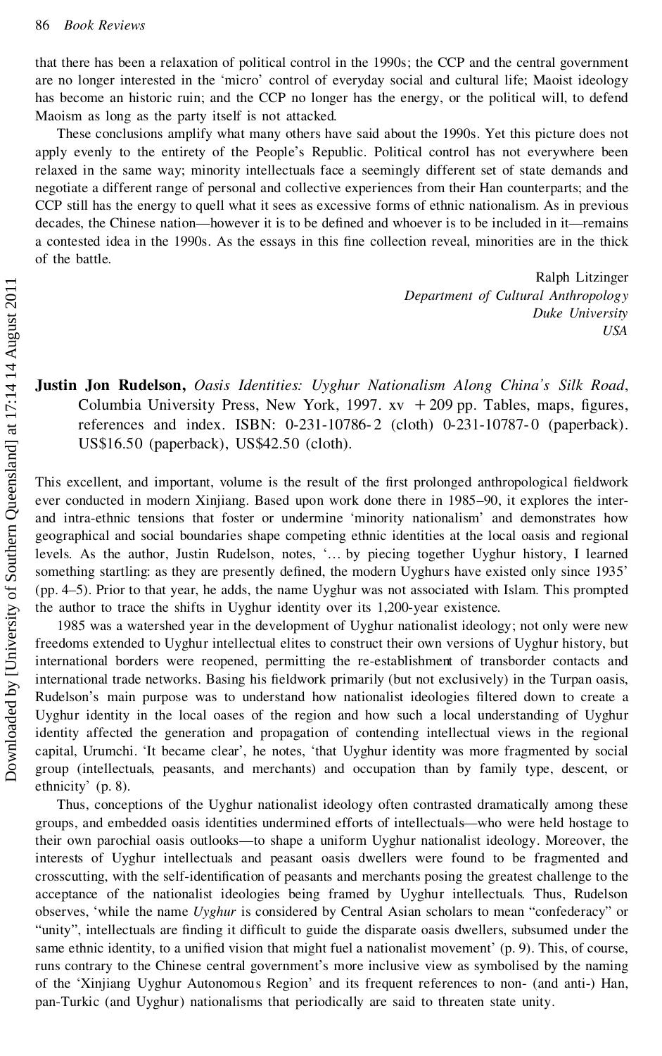that there has been a relaxation of political control in the 1990s; the CCP and the central government are no longer interested in the 'micro' control of everyday social and cultural life; Maoist ideology has become an historic ruin; and the CCP no longer has the energy, or the political will, to defend Maoism as long as the party itself is not attacked.

These conclusions amplify what many others have said about the 1990s. Yet this picture does not apply evenly to the entirety of the People's Republic. Political control has not everywhere been relaxed in the same way; minority intellectuals face a seemingly different set of state demands and negotiate a different range of personal and collective experiences from their Han counterparts; and the CCP still has the energy to quell what it sees as excessive forms of ethnic nationalism. As in previous decades, the Chinese nation—however it is to be defined and whoever is to be included in it—remains a contested idea in the 1990s. As the essays in this fine collection reveal, minorities are in the thick of the battle.

Ralph Litzinger
*Department of Cultural Anthropology*
*Duke University*
*USA*

**Justin Jon Rudelson,** *Oasis Identities: Uyghur Nationalism Along China's Silk Road*, Columbia University Press, New York, 1997. xv + 209 pp. Tables, maps, figures, references and index. ISBN: 0-231-10786-2 (cloth) 0-231-10787-0 (paperback). US$16.50 (paperback), US$42.50 (cloth).

This excellent, and important, volume is the result of the first prolonged anthropological fieldwork ever conducted in modern Xinjiang. Based upon work done there in 1985–90, it explores the inter- and intra-ethnic tensions that foster or undermine 'minority nationalism' and demonstrates how geographical and social boundaries shape competing ethnic identities at the local oasis and regional levels. As the author, Justin Rudelson, notes, '… by piecing together Uyghur history, I learned something startling: as they are presently defined, the modern Uyghurs have existed only since 1935' (pp. 4–5). Prior to that year, he adds, the name Uyghur was not associated with Islam. This prompted the author to trace the shifts in Uyghur identity over its 1,200-year existence.

1985 was a watershed year in the development of Uyghur nationalist ideology; not only were new freedoms extended to Uyghur intellectual elites to construct their own versions of Uyghur history, but international borders were reopened, permitting the re-establishment of transborder contacts and international trade networks. Basing his fieldwork primarily (but not exclusively) in the Turpan oasis, Rudelson's main purpose was to understand how nationalist ideologies filtered down to create a Uyghur identity in the local oases of the region and how such a local understanding of Uyghur identity affected the generation and propagation of contending intellectual views in the regional capital, Urumchi. 'It became clear', he notes, 'that Uyghur identity was more fragmented by social group (intellectuals, peasants, and merchants) and occupation than by family type, descent, or ethnicity' (p. 8).

Thus, conceptions of the Uyghur nationalist ideology often contrasted dramatically among these groups, and embedded oasis identities undermined efforts of intellectuals—who were held hostage to their own parochial oasis outlooks—to shape a uniform Uyghur nationalist ideology. Moreover, the interests of Uyghur intellectuals and peasant oasis dwellers were found to be fragmented and crosscutting, with the self-identification of peasants and merchants posing the greatest challenge to the acceptance of the nationalist ideologies being framed by Uyghur intellectuals. Thus, Rudelson observes, 'while the name *Uyghur* is considered by Central Asian scholars to mean "confederacy" or "unity", intellectuals are finding it difficult to guide the disparate oasis dwellers, subsumed under the same ethnic identity, to a unified vision that might fuel a nationalist movement' (p. 9). This, of course, runs contrary to the Chinese central government's more inclusive view as symbolised by the naming of the 'Xinjiang Uyghur Autonomous Region' and its frequent references to non- (and anti-) Han, pan-Turkic (and Uyghur) nationalisms that periodically are said to threaten state unity.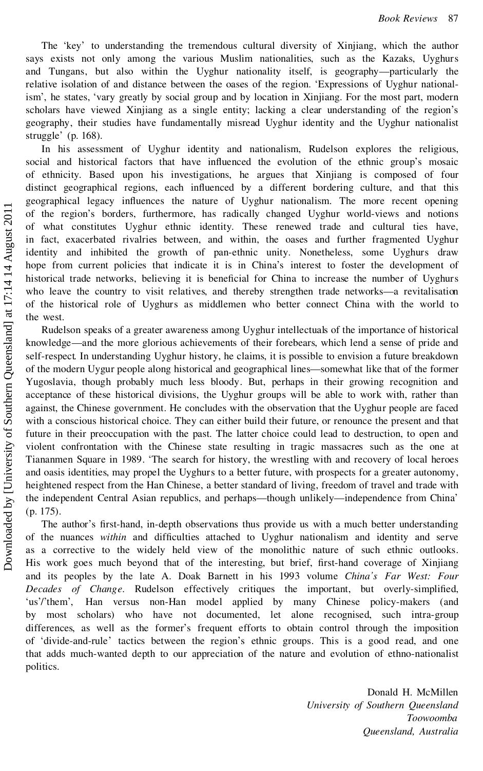The 'key' to understanding the tremendous cultural diversity of Xinjiang, which the author says exists not only among the various Muslim nationalities, such as the Kazaks, Uyghurs and Tungans, but also within the Uyghur nationality itself, is geography—particularly the relative isolation of and distance between the oases of the region. 'Expressions of Uyghur nationalism', he states, 'vary greatly by social group and by location in Xinjiang. For the most part, modern scholars have viewed Xinjiang as a single entity; lacking a clear understanding of the region's geography, their studies have fundamentally misread Uyghur identity and the Uyghur nationalist struggle' (p. 168).

In his assessment of Uyghur identity and nationalism, Rudelson explores the religious, social and historical factors that have influenced the evolution of the ethnic group's mosaic of ethnicity. Based upon his investigations, he argues that Xinjiang is composed of four distinct geographical regions, each influenced by a different bordering culture, and that this geographical legacy influences the nature of Uyghur nationalism. The more recent opening of the region's borders, furthermore, has radically changed Uyghur world-views and notions of what constitutes Uyghur ethnic identity. These renewed trade and cultural ties have, in fact, exacerbated rivalries between, and within, the oases and further fragmented Uyghur identity and inhibited the growth of pan-ethnic unity. Nonetheless, some Uyghurs draw hope from current policies that indicate it is in China's interest to foster the development of historical trade networks, believing it is beneficial for China to increase the number of Uyghurs who leave the country to visit relatives, and thereby strengthen trade networks—a revitalisation of the historical role of Uyghurs as middlemen who better connect China with the world to the west.

Rudelson speaks of a greater awareness among Uyghur intellectuals of the importance of historical knowledge—and the more glorious achievements of their forebears, which lend a sense of pride and self-respect. In understanding Uyghur history, he claims, it is possible to envision a future breakdown of the modern Uygur people along historical and geographical lines—somewhat like that of the former Yugoslavia, though probably much less bloody. But, perhaps in their growing recognition and acceptance of these historical divisions, the Uyghur groups will be able to work with, rather than against, the Chinese government. He concludes with the observation that the Uyghur people are faced with a conscious historical choice. They can either build their future, or renounce the present and that future in their preoccupation with the past. The latter choice could lead to destruction, to open and violent confrontation with the Chinese state resulting in tragic massacres such as the one at Tiananmen Square in 1989. 'The search for history, the wrestling with and recovery of local heroes and oasis identities, may propel the Uyghurs to a better future, with prospects for a greater autonomy, heightened respect from the Han Chinese, a better standard of living, freedom of travel and trade with the independent Central Asian republics, and perhaps—though unlikely—independence from China' (p. 175).

The author's first-hand, in-depth observations thus provide us with a much better understanding of the nuances *within* and difficulties attached to Uyghur nationalism and identity and serve as a corrective to the widely held view of the monolithic nature of such ethnic outlooks. His work goes much beyond that of the interesting, but brief, first-hand coverage of Xinjiang and its peoples by the late A. Doak Barnett in his 1993 volume *China's Far West: Four Decades of Change*. Rudelson effectively critiques the important, but overly-simplified, 'us'/'them', Han versus non-Han model applied by many Chinese policy-makers (and by most scholars) who have not documented, let alone recognised, such intra-group differences, as well as the former's frequent efforts to obtain control through the imposition of 'divide-and-rule' tactics between the region's ethnic groups. This is a good read, and one that adds much-wanted depth to our appreciation of the nature and evolution of ethno-nationalist politics.

Donald H. McMillen
*University of Southern Queensland*
*Toowoomba*
*Queensland, Australia*